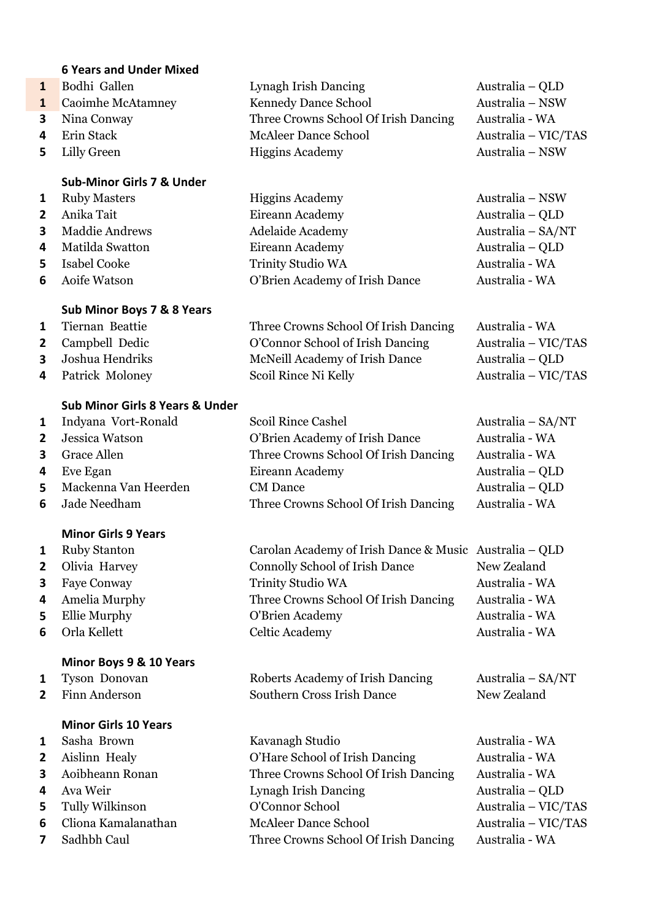### 6 Years and Under Mixed

| | | | |
|---|---|---|---|
| 1 | Bodhi Gallen | Lynagh Irish Dancing | Australia – QLD |
| 1 | Caoimhe McAtamney | Kennedy Dance School | Australia – NSW |
| 3 | Nina Conway | Three Crowns School Of Irish Dancing | Australia - WA |
| 4 | Erin Stack | McAleer Dance School | Australia – VIC/TAS |
| 5 | Lilly Green | Higgins Academy | Australia – NSW |

### Sub-Minor Girls 7 & Under

| | | | |
|---|---|---|---|
| 1 | Ruby Masters | Higgins Academy | Australia – NSW |
| 2 | Anika Tait | Eireann Academy | Australia – QLD |
| 3 | Maddie Andrews | Adelaide Academy | Australia – SA/NT |
| 4 | Matilda Swatton | Eireann Academy | Australia – QLD |
| 5 | Isabel Cooke | Trinity Studio WA | Australia - WA |
| 6 | Aoife Watson | O'Brien Academy of Irish Dance | Australia - WA |

### Sub Minor Boys 7 & 8 Years

| | | | |
|---|---|---|---|
| 1 | Tiernan Beattie | Three Crowns School Of Irish Dancing | Australia - WA |
| 2 | Campbell Dedic | O'Connor School of Irish Dancing | Australia – VIC/TAS |
| 3 | Joshua Hendriks | McNeill Academy of Irish Dance | Australia – QLD |
| 4 | Patrick Moloney | Scoil Rince Ni Kelly | Australia – VIC/TAS |

### Sub Minor Girls 8 Years & Under

| | | | |
|---|---|---|---|
| 1 | Indyana Vort-Ronald | Scoil Rince Cashel | Australia – SA/NT |
| 2 | Jessica Watson | O'Brien Academy of Irish Dance | Australia - WA |
| 3 | Grace Allen | Three Crowns School Of Irish Dancing | Australia - WA |
| 4 | Eve Egan | Eireann Academy | Australia – QLD |
| 5 | Mackenna Van Heerden | CM Dance | Australia – QLD |
| 6 | Jade Needham | Three Crowns School Of Irish Dancing | Australia - WA |

### Minor Girls 9 Years

| | | | |
|---|---|---|---|
| 1 | Ruby Stanton | Carolan Academy of Irish Dance & Music | Australia – QLD |
| 2 | Olivia Harvey | Connolly School of Irish Dance | New Zealand |
| 3 | Faye Conway | Trinity Studio WA | Australia - WA |
| 4 | Amelia Murphy | Three Crowns School Of Irish Dancing | Australia - WA |
| 5 | Ellie Murphy | O'Brien Academy | Australia - WA |
| 6 | Orla Kellett | Celtic Academy | Australia - WA |

### Minor Boys 9 & 10 Years

| | | | |
|---|---|---|---|
| 1 | Tyson Donovan | Roberts Academy of Irish Dancing | Australia – SA/NT |
| 2 | Finn Anderson | Southern Cross Irish Dance | New Zealand |

### Minor Girls 10 Years

| | | | |
|---|---|---|---|
| 1 | Sasha Brown | Kavanagh Studio | Australia - WA |
| 2 | Aislinn Healy | O'Hare School of Irish Dancing | Australia - WA |
| 3 | Aoibheann Ronan | Three Crowns School Of Irish Dancing | Australia - WA |
| 4 | Ava Weir | Lynagh Irish Dancing | Australia – QLD |
| 5 | Tully Wilkinson | O'Connor School | Australia – VIC/TAS |
| 6 | Cliona Kamalanathan | McAleer Dance School | Australia – VIC/TAS |
| 7 | Sadhbh Caul | Three Crowns School Of Irish Dancing | Australia - WA |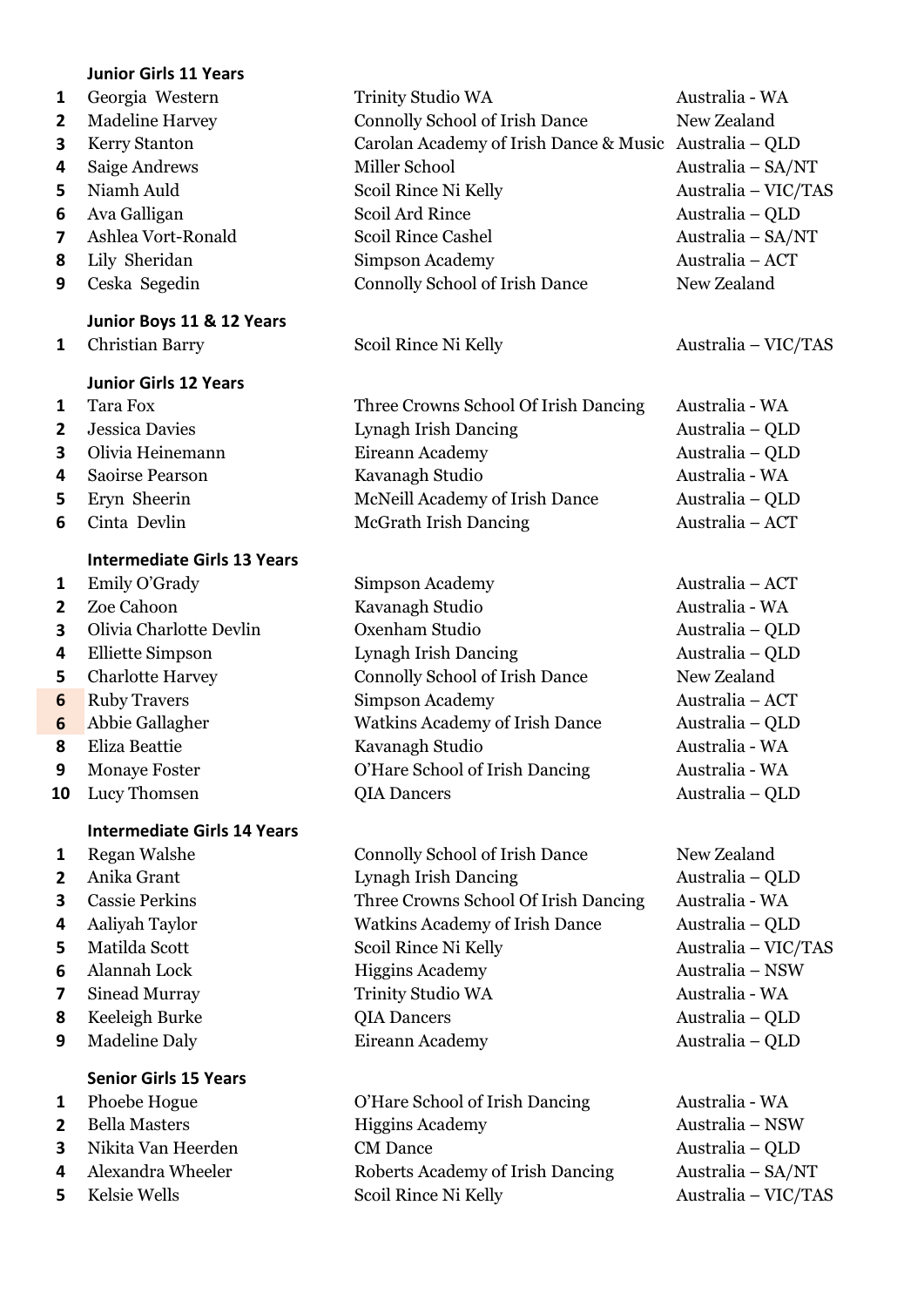**Junior Girls 11 Years**

| | | | |
|---|---|---|---|
| 1 | Georgia Western | Trinity Studio WA | Australia - WA |
| 2 | Madeline Harvey | Connolly School of Irish Dance | New Zealand |
| 3 | Kerry Stanton | Carolan Academy of Irish Dance & Music | Australia – QLD |
| 4 | Saige Andrews | Miller School | Australia – SA/NT |
| 5 | Niamh Auld | Scoil Rince Ni Kelly | Australia – VIC/TAS |
| 6 | Ava Galligan | Scoil Ard Rince | Australia – QLD |
| 7 | Ashlea Vort-Ronald | Scoil Rince Cashel | Australia – SA/NT |
| 8 | Lily Sheridan | Simpson Academy | Australia – ACT |
| 9 | Ceska Segedin | Connolly School of Irish Dance | New Zealand |

**Junior Boys 11 & 12 Years**

| | | | |
|---|---|---|---|
| 1 | Christian Barry | Scoil Rince Ni Kelly | Australia – VIC/TAS |

**Junior Girls 12 Years**

| | | | |
|---|---|---|---|
| 1 | Tara Fox | Three Crowns School Of Irish Dancing | Australia - WA |
| 2 | Jessica Davies | Lynagh Irish Dancing | Australia – QLD |
| 3 | Olivia Heinemann | Eireann Academy | Australia – QLD |
| 4 | Saoirse Pearson | Kavanagh Studio | Australia - WA |
| 5 | Eryn Sheerin | McNeill Academy of Irish Dance | Australia – QLD |
| 6 | Cinta Devlin | McGrath Irish Dancing | Australia – ACT |

**Intermediate Girls 13 Years**

| | | | |
|---|---|---|---|
| 1 | Emily O'Grady | Simpson Academy | Australia – ACT |
| 2 | Zoe Cahoon | Kavanagh Studio | Australia - WA |
| 3 | Olivia Charlotte Devlin | Oxenham Studio | Australia – QLD |
| 4 | Elliette Simpson | Lynagh Irish Dancing | Australia – QLD |
| 5 | Charlotte Harvey | Connolly School of Irish Dance | New Zealand |
| 6 | Ruby Travers | Simpson Academy | Australia – ACT |
| 6 | Abbie Gallagher | Watkins Academy of Irish Dance | Australia – QLD |
| 8 | Eliza Beattie | Kavanagh Studio | Australia - WA |
| 9 | Monaye Foster | O'Hare School of Irish Dancing | Australia - WA |
| 10 | Lucy Thomsen | QIA Dancers | Australia – QLD |

**Intermediate Girls 14 Years**

| | | | |
|---|---|---|---|
| 1 | Regan Walshe | Connolly School of Irish Dance | New Zealand |
| 2 | Anika Grant | Lynagh Irish Dancing | Australia – QLD |
| 3 | Cassie Perkins | Three Crowns School Of Irish Dancing | Australia - WA |
| 4 | Aaliyah Taylor | Watkins Academy of Irish Dance | Australia – QLD |
| 5 | Matilda Scott | Scoil Rince Ni Kelly | Australia – VIC/TAS |
| 6 | Alannah Lock | Higgins Academy | Australia – NSW |
| 7 | Sinead Murray | Trinity Studio WA | Australia - WA |
| 8 | Keeleigh Burke | QIA Dancers | Australia – QLD |
| 9 | Madeline Daly | Eireann Academy | Australia – QLD |

**Senior Girls 15 Years**

| | | | |
|---|---|---|---|
| 1 | Phoebe Hogue | O'Hare School of Irish Dancing | Australia - WA |
| 2 | Bella Masters | Higgins Academy | Australia – NSW |
| 3 | Nikita Van Heerden | CM Dance | Australia – QLD |
| 4 | Alexandra Wheeler | Roberts Academy of Irish Dancing | Australia – SA/NT |
| 5 | Kelsie Wells | Scoil Rince Ni Kelly | Australia – VIC/TAS |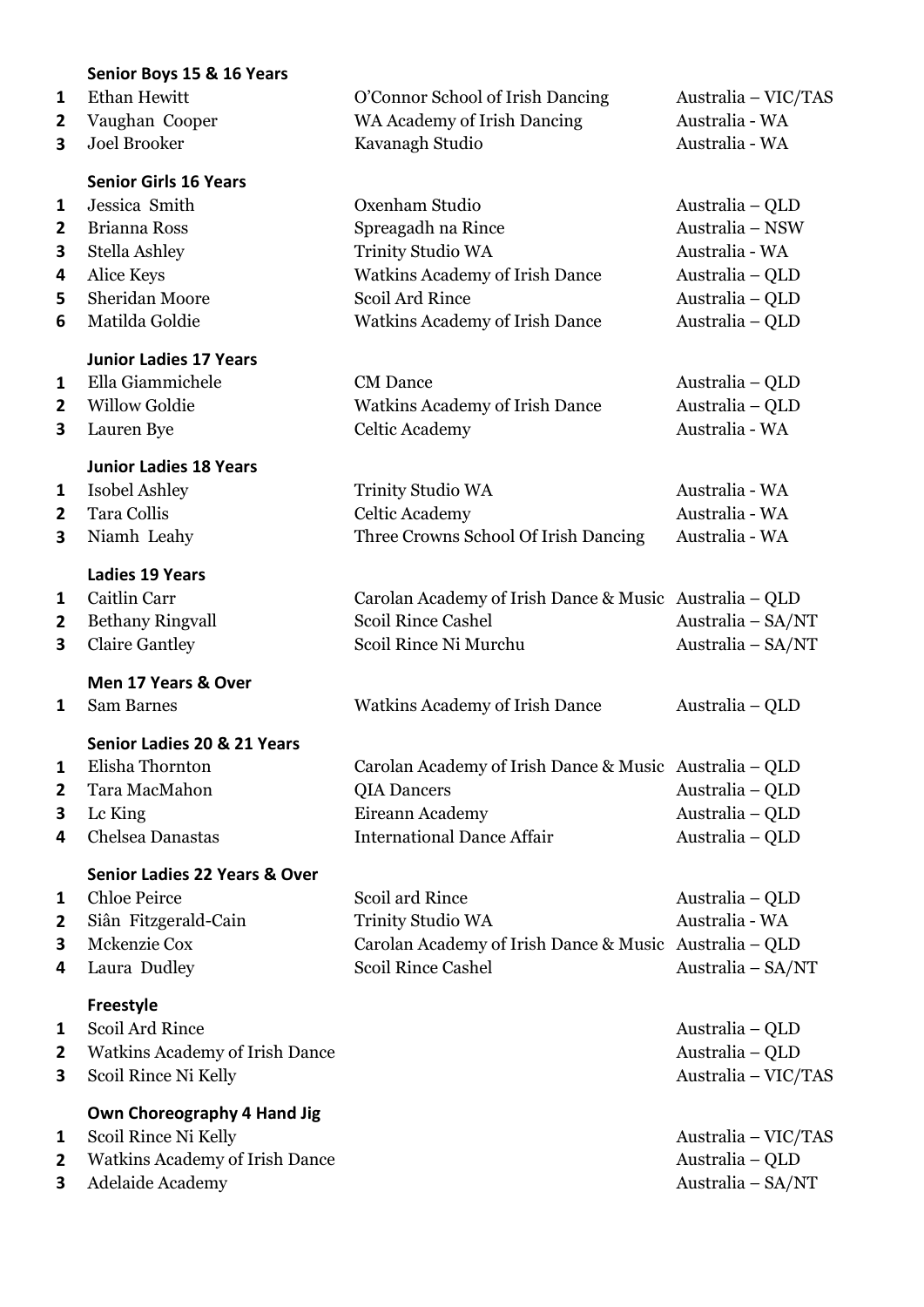### Senior Boys 15 & 16 Years

| | | | |
|---|---|---|---|
| 1 | Ethan Hewitt | O'Connor School of Irish Dancing | Australia – VIC/TAS |
| 2 | Vaughan Cooper | WA Academy of Irish Dancing | Australia - WA |
| 3 | Joel Brooker | Kavanagh Studio | Australia - WA |

### Senior Girls 16 Years

| | | | |
|---|---|---|---|
| 1 | Jessica Smith | Oxenham Studio | Australia – QLD |
| 2 | Brianna Ross | Spreagadh na Rince | Australia – NSW |
| 3 | Stella Ashley | Trinity Studio WA | Australia - WA |
| 4 | Alice Keys | Watkins Academy of Irish Dance | Australia – QLD |
| 5 | Sheridan Moore | Scoil Ard Rince | Australia – QLD |
| 6 | Matilda Goldie | Watkins Academy of Irish Dance | Australia – QLD |

### Junior Ladies 17 Years

| | | | |
|---|---|---|---|
| 1 | Ella Giammichele | CM Dance | Australia – QLD |
| 2 | Willow Goldie | Watkins Academy of Irish Dance | Australia – QLD |
| 3 | Lauren Bye | Celtic Academy | Australia - WA |

### Junior Ladies 18 Years

| | | | |
|---|---|---|---|
| 1 | Isobel Ashley | Trinity Studio WA | Australia - WA |
| 2 | Tara Collis | Celtic Academy | Australia - WA |
| 3 | Niamh Leahy | Three Crowns School Of Irish Dancing | Australia - WA |

### Ladies 19 Years

| | | | |
|---|---|---|---|
| 1 | Caitlin Carr | Carolan Academy of Irish Dance & Music | Australia – QLD |
| 2 | Bethany Ringvall | Scoil Rince Cashel | Australia – SA/NT |
| 3 | Claire Gantley | Scoil Rince Ni Murchu | Australia – SA/NT |

### Men 17 Years & Over

| | | | |
|---|---|---|---|
| 1 | Sam Barnes | Watkins Academy of Irish Dance | Australia – QLD |

### Senior Ladies 20 & 21 Years

| | | | |
|---|---|---|---|
| 1 | Elisha Thornton | Carolan Academy of Irish Dance & Music | Australia – QLD |
| 2 | Tara MacMahon | QIA Dancers | Australia – QLD |
| 3 | Lc King | Eireann Academy | Australia – QLD |
| 4 | Chelsea Danastas | International Dance Affair | Australia – QLD |

### Senior Ladies 22 Years & Over

| | | | |
|---|---|---|---|
| 1 | Chloe Peirce | Scoil ard Rince | Australia – QLD |
| 2 | Siân Fitzgerald-Cain | Trinity Studio WA | Australia - WA |
| 3 | Mckenzie Cox | Carolan Academy of Irish Dance & Music | Australia – QLD |
| 4 | Laura Dudley | Scoil Rince Cashel | Australia – SA/NT |

### Freestyle

| | | |
|---|---|---|
| 1 | Scoil Ard Rince | Australia – QLD |
| 2 | Watkins Academy of Irish Dance | Australia – QLD |
| 3 | Scoil Rince Ni Kelly | Australia – VIC/TAS |

### Own Choreography 4 Hand Jig

| | | |
|---|---|---|
| 1 | Scoil Rince Ni Kelly | Australia – VIC/TAS |
| 2 | Watkins Academy of Irish Dance | Australia – QLD |
| 3 | Adelaide Academy | Australia – SA/NT |